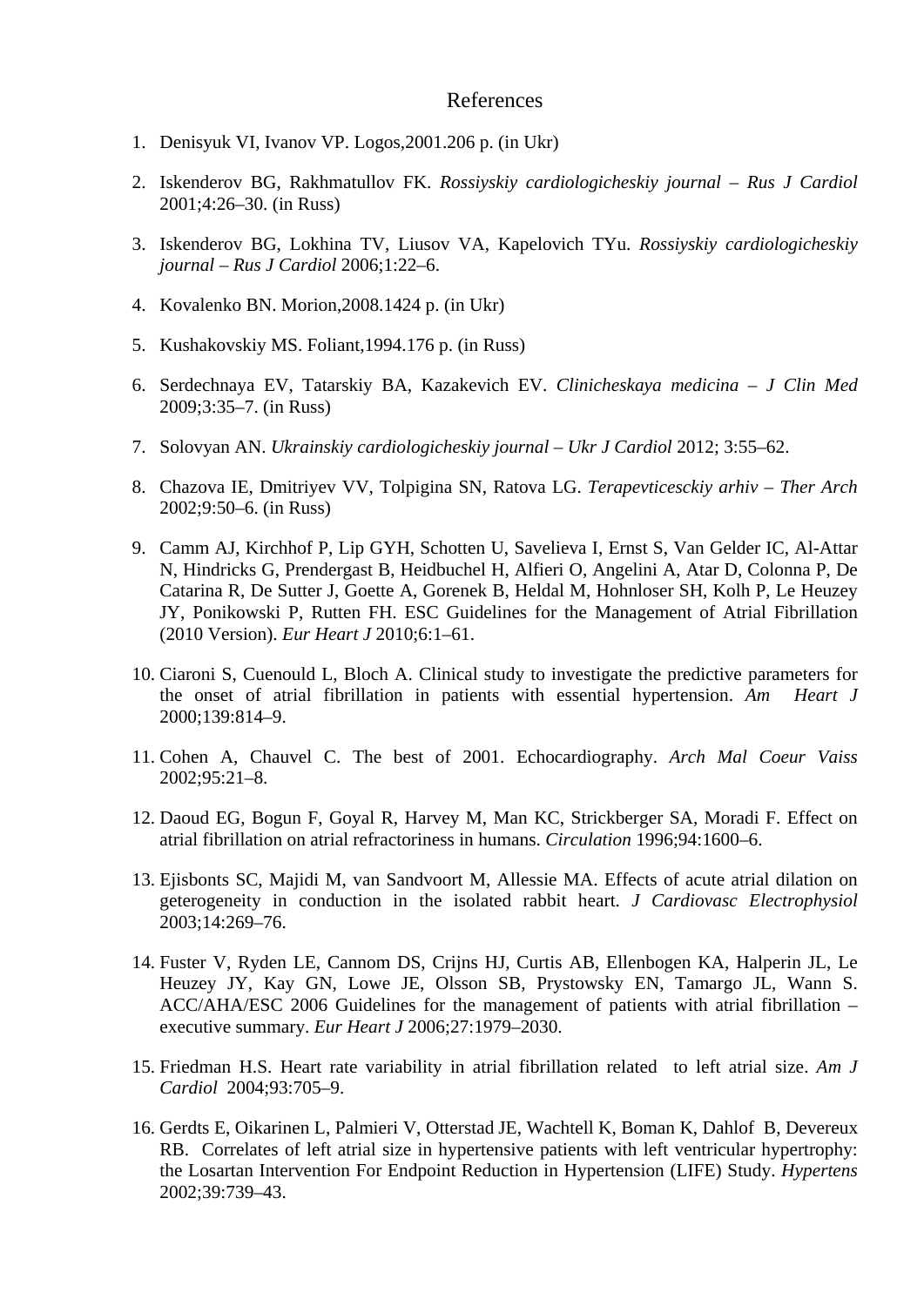# References

1. Denisyuk VI, Ivanov VP. Logos,2001.206 p. (in Ukr)

2. Iskenderov BG, Rakhmatullov FK. *Rossiyskiy cardiologicheskiy journal – Rus J Cardiol* 2001;4:26–30. (in Russ)

3. Iskenderov BG, Lokhina TV, Liusov VA, Kapelovich TYu. *Rossiyskiy cardiologicheskiy journal – Rus J Cardiol* 2006;1:22–6.

4. Kovalenko BN. Morion,2008.1424 p. (in Ukr)

5. Kushakovskiy MS. Foliant,1994.176 p. (in Russ)

6. Serdechnaya EV, Tatarskiy BA, Kazakevich EV. *Clinicheskaya medicina – J Clin Med* 2009;3:35–7. (in Russ)

7. Solovyan AN. *Ukrainskiy cardiologicheskiy journal – Ukr J Cardiol* 2012; 3:55–62.

8. Chazova IE, Dmitriyev VV, Tolpigina SN, Ratova LG. *Terapevticesckiy arhiv – Ther Arch* 2002;9:50–6. (in Russ)

9. Camm AJ, Kirchhof P, Lip GYH, Schotten U, Savelieva I, Ernst S, Van Gelder IC, Al-Attar N, Hindricks G, Prendergast B, Heidbuchel H, Alfieri O, Angelini A, Atar D, Colonna P, De Catarina R, De Sutter J, Goette A, Gorenek B, Heldal M, Hohnloser SH, Kolh P, Le Heuzey JY, Ponikowski P, Rutten FH. ESC Guidelines for the Management of Atrial Fibrillation (2010 Version). *Eur Heart J* 2010;6:1–61.

10. Ciaroni S, Cuenould L, Bloch A. Clinical study to investigate the predictive parameters for the onset of atrial fibrillation in patients with essential hypertension. *Am Heart J* 2000;139:814–9.

11. Cohen A, Chauvel C. The best of 2001. Echocardiography. *Arch Mal Coeur Vaiss* 2002;95:21–8.

12. Daoud EG, Bogun F, Goyal R, Harvey M, Man KC, Strickberger SA, Moradi F. Effect on atrial fibrillation on atrial refractoriness in humans. *Circulation* 1996;94:1600–6.

13. Ejisbonts SC, Majidi M, van Sandvoort M, Allessie MA. Effects of acute atrial dilation on geterogeneity in conduction in the isolated rabbit heart. *J Cardiovasc Electrophysiol* 2003;14:269–76.

14. Fuster V, Ryden LE, Cannom DS, Crijns HJ, Curtis AB, Ellenbogen KA, Halperin JL, Le Heuzey JY, Kay GN, Lowe JE, Olsson SB, Prystowsky EN, Tamargo JL, Wann S. ACC/AHA/ESC 2006 Guidelines for the management of patients with atrial fibrillation – executive summary. *Eur Heart J* 2006;27:1979–2030.

15. Friedman H.S. Heart rate variability in atrial fibrillation related to left atrial size. *Am J Cardiol* 2004;93:705–9.

16. Gerdts E, Oikarinen L, Palmieri V, Otterstad JE, Wachtell K, Boman K, Dahlof B, Devereux RB. Correlates of left atrial size in hypertensive patients with left ventricular hypertrophy: the Losartan Intervention For Endpoint Reduction in Hypertension (LIFE) Study. *Hypertens* 2002;39:739–43.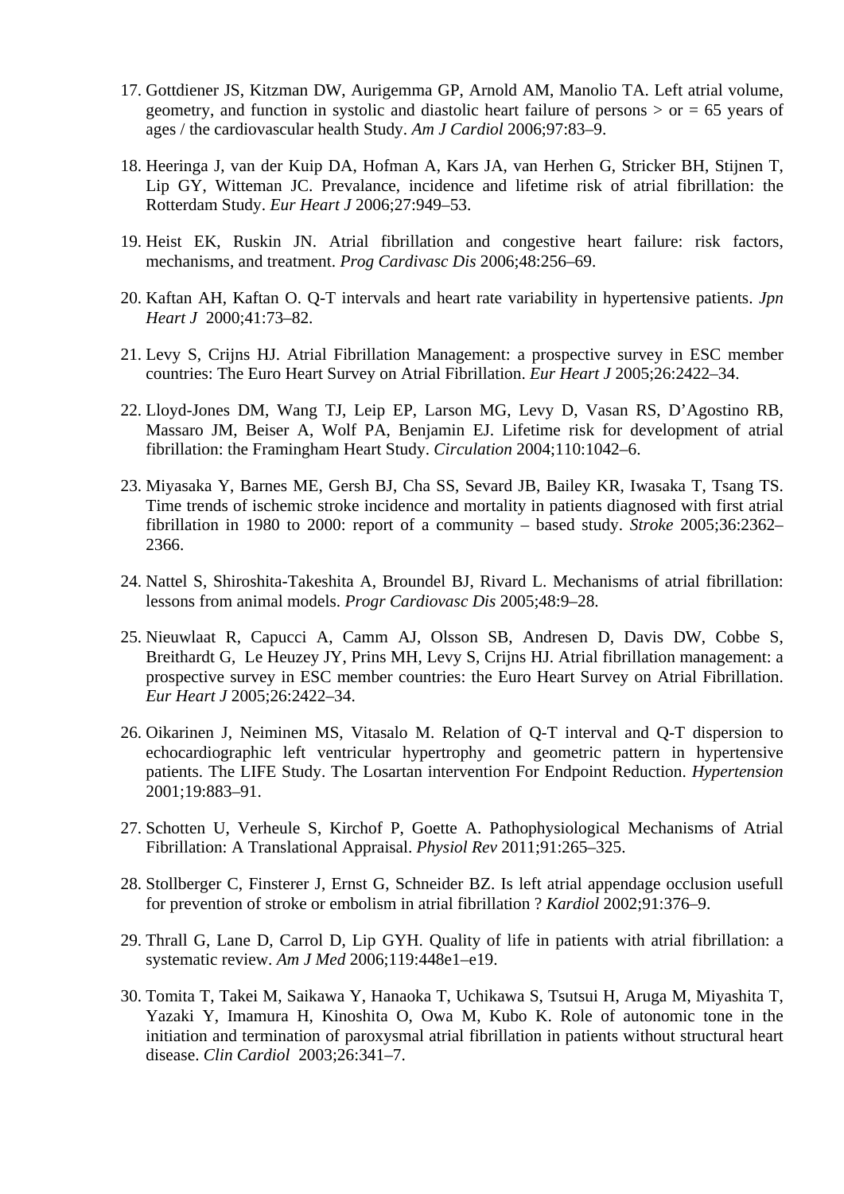17. Gottdiener JS, Kitzman DW, Aurigemma GP, Arnold AM, Manolio TA. Left atrial volume, geometry, and function in systolic and diastolic heart failure of persons > or = 65 years of ages / the cardiovascular health Study. *Am J Cardiol* 2006;97:83–9.

18. Heeringa J, van der Kuip DA, Hofman A, Kars JA, van Herhen G, Stricker BH, Stijnen T, Lip GY, Witteman JC. Prevalance, incidence and lifetime risk of atrial fibrillation: the Rotterdam Study. *Eur Heart J* 2006;27:949–53.

19. Heist EK, Ruskin JN. Atrial fibrillation and congestive heart failure: risk factors, mechanisms, and treatment. *Prog Cardivasc Dis* 2006;48:256–69.

20. Kaftan AH, Kaftan O. Q-T intervals and heart rate variability in hypertensive patients. *Jpn Heart J* 2000;41:73–82.

21. Levy S, Crijns HJ. Atrial Fibrillation Management: a prospective survey in ESC member countries: The Euro Heart Survey on Atrial Fibrillation. *Eur Heart J* 2005;26:2422–34.

22. Lloyd-Jones DM, Wang TJ, Leip EP, Larson MG, Levy D, Vasan RS, D'Agostino RB, Massaro JM, Beiser A, Wolf PA, Benjamin EJ. Lifetime risk for development of atrial fibrillation: the Framingham Heart Study. *Circulation* 2004;110:1042–6.

23. Miyasaka Y, Barnes ME, Gersh BJ, Cha SS, Sevard JB, Bailey KR, Iwasaka T, Tsang TS. Time trends of ischemic stroke incidence and mortality in patients diagnosed with first atrial fibrillation in 1980 to 2000: report of a community – based study. *Stroke* 2005;36:2362–2366.

24. Nattel S, Shiroshita-Takeshita A, Broundel BJ, Rivard L. Mechanisms of atrial fibrillation: lessons from animal models. *Progr Cardiovasc Dis* 2005;48:9–28.

25. Nieuwlaat R, Capucci A, Camm AJ, Olsson SB, Andresen D, Davis DW, Cobbe S, Breithardt G, Le Heuzey JY, Prins MH, Levy S, Crijns HJ. Atrial fibrillation management: a prospective survey in ESC member countries: the Euro Heart Survey on Atrial Fibrillation. *Eur Heart J* 2005;26:2422–34.

26. Oikarinen J, Neiminen MS, Vitasalo M. Relation of Q-T interval and Q-T dispersion to echocardiographic left ventricular hypertrophy and geometric pattern in hypertensive patients. The LIFE Study. The Losartan intervention For Endpoint Reduction. *Hypertension* 2001;19:883–91.

27. Schotten U, Verheule S, Kirchof P, Goette A. Pathophysiological Mechanisms of Atrial Fibrillation: A Translational Appraisal. *Physiol Rev* 2011;91:265–325.

28. Stollberger C, Finsterer J, Ernst G, Schneider BZ. Is left atrial appendage occlusion usefull for prevention of stroke or embolism in atrial fibrillation ? *Kardiol* 2002;91:376–9.

29. Thrall G, Lane D, Carrol D, Lip GYH. Quality of life in patients with atrial fibrillation: a systematic review. *Am J Med* 2006;119:448e1–e19.

30. Tomita T, Takei M, Saikawa Y, Hanaoka T, Uchikawa S, Tsutsui H, Aruga M, Miyashita T, Yazaki Y, Imamura H, Kinoshita O, Owa M, Kubo K. Role of autonomic tone in the initiation and termination of paroxysmal atrial fibrillation in patients without structural heart disease. *Clin Cardiol* 2003;26:341–7.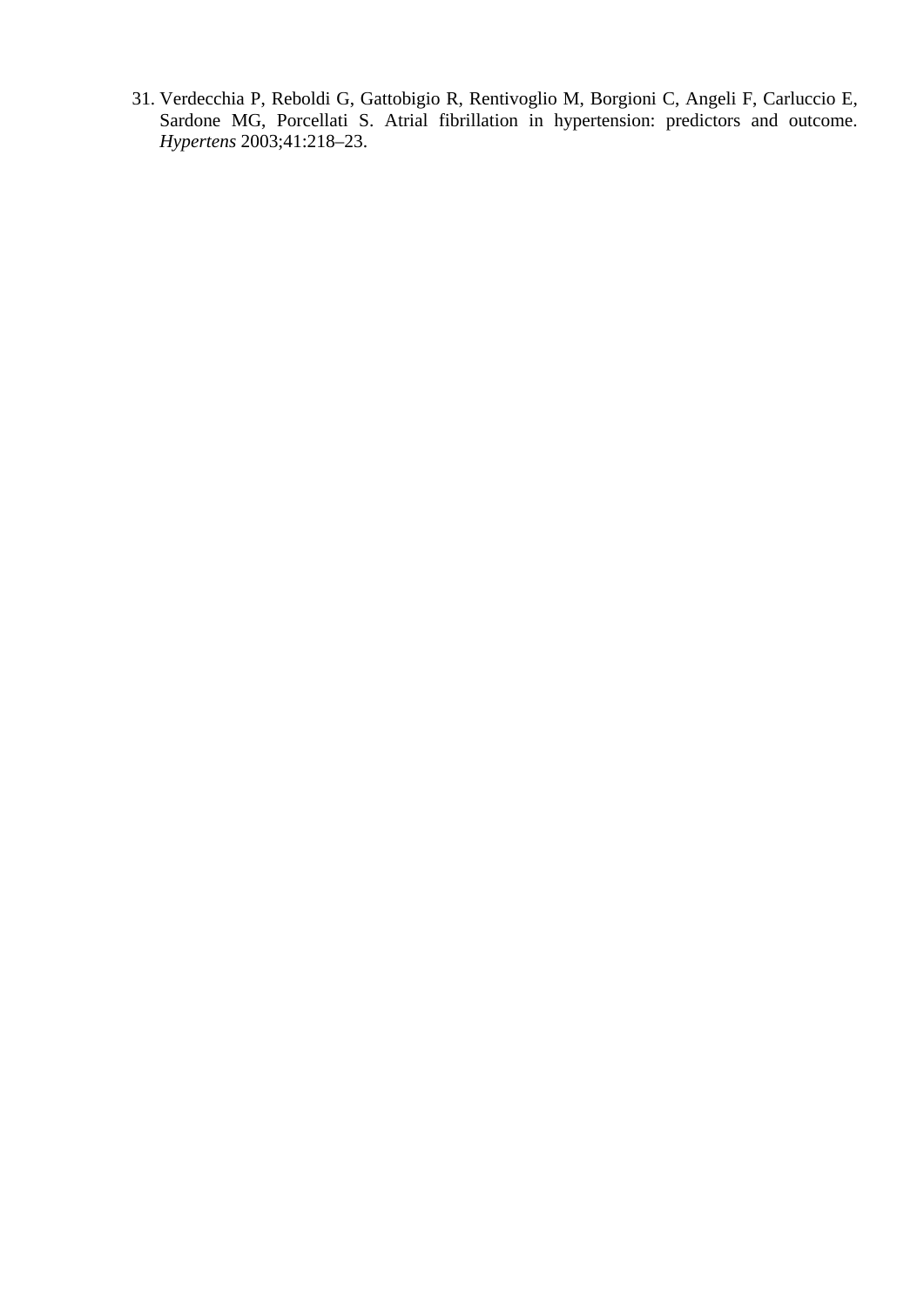31. Verdecchia P, Reboldi G, Gattobigio R, Rentivoglio M, Borgioni C, Angeli F, Carluccio E, Sardone MG, Porcellati S. Atrial fibrillation in hypertension: predictors and outcome. *Hypertens* 2003;41:218–23.